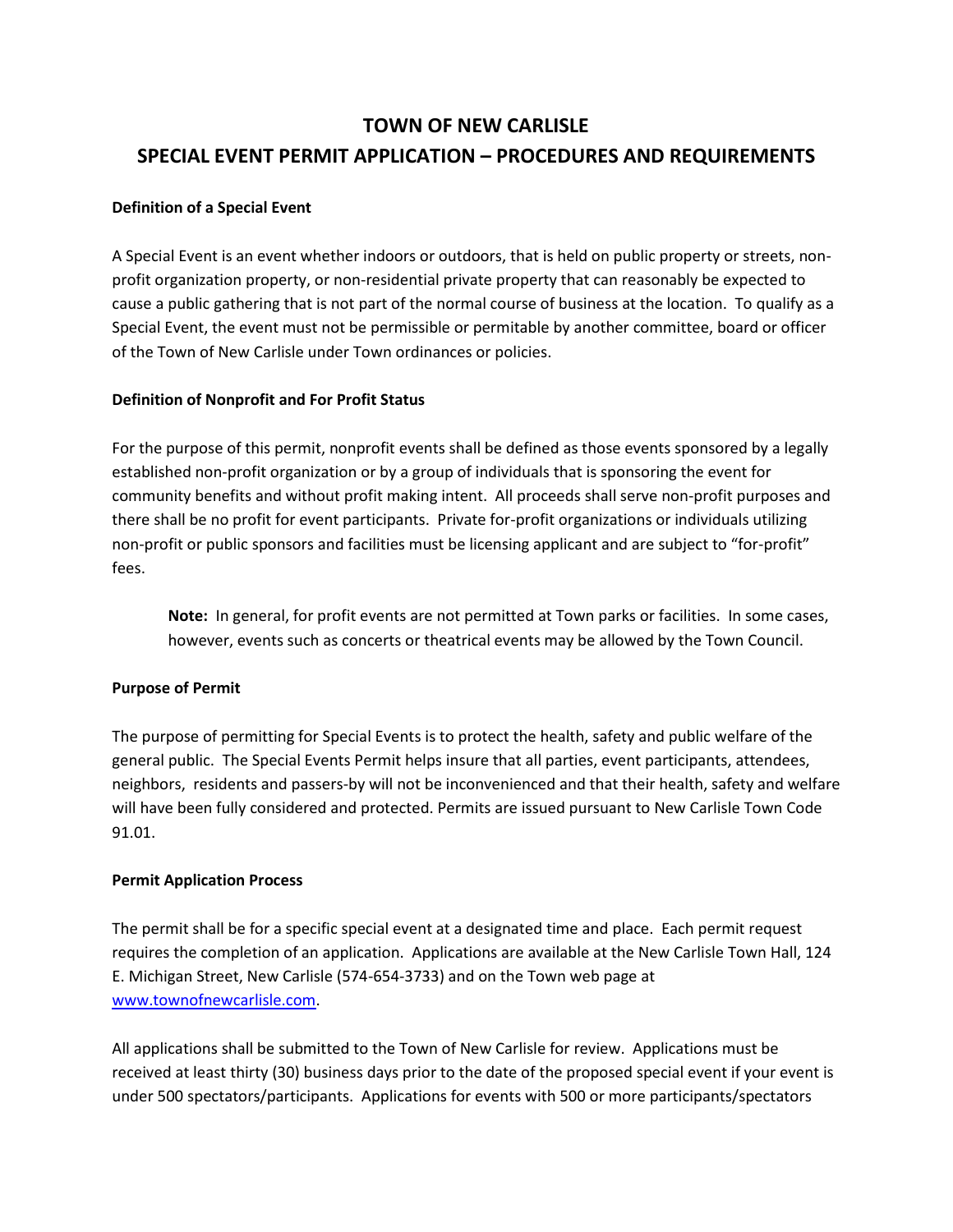# TOWN OF NEW CARLISLE

# SPECIAL EVENT PERMIT APPLICATION – PROCEDURES AND REQUIREMENTS

**Definition of a Special Event**

A Special Event is an event whether indoors or outdoors, that is held on public property or streets, non-profit organization property, or non-residential private property that can reasonably be expected to cause a public gathering that is not part of the normal course of business at the location. To qualify as a Special Event, the event must not be permissible or permitable by another committee, board or officer of the Town of New Carlisle under Town ordinances or policies.

**Definition of Nonprofit and For Profit Status**

For the purpose of this permit, nonprofit events shall be defined as those events sponsored by a legally established non-profit organization or by a group of individuals that is sponsoring the event for community benefits and without profit making intent. All proceeds shall serve non-profit purposes and there shall be no profit for event participants. Private for-profit organizations or individuals utilizing non-profit or public sponsors and facilities must be licensing applicant and are subject to "for-profit" fees.

> **Note:** In general, for profit events are not permitted at Town parks or facilities. In some cases, however, events such as concerts or theatrical events may be allowed by the Town Council.

**Purpose of Permit**

The purpose of permitting for Special Events is to protect the health, safety and public welfare of the general public. The Special Events Permit helps insure that all parties, event participants, attendees, neighbors, residents and passers-by will not be inconvenienced and that their health, safety and welfare will have been fully considered and protected. Permits are issued pursuant to New Carlisle Town Code 91.01.

**Permit Application Process**

The permit shall be for a specific special event at a designated time and place. Each permit request requires the completion of an application. Applications are available at the New Carlisle Town Hall, 124 E. Michigan Street, New Carlisle (574-654-3733) and on the Town web page at www.townofnewcarlisle.com.

All applications shall be submitted to the Town of New Carlisle for review. Applications must be received at least thirty (30) business days prior to the date of the proposed special event if your event is under 500 spectators/participants. Applications for events with 500 or more participants/spectators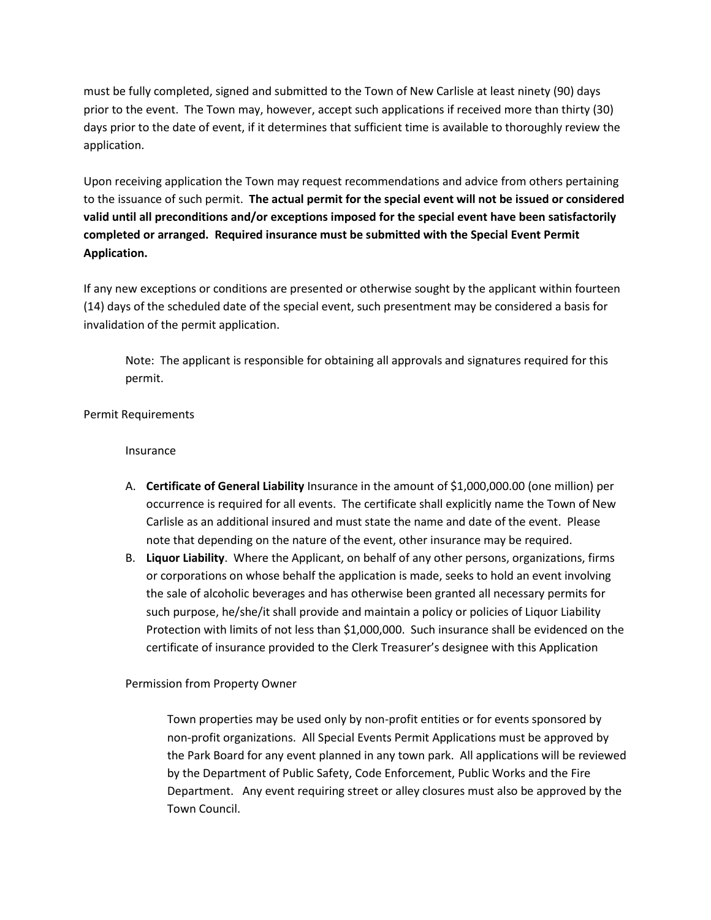must be fully completed, signed and submitted to the Town of New Carlisle at least ninety (90) days prior to the event. The Town may, however, accept such applications if received more than thirty (30) days prior to the date of event, if it determines that sufficient time is available to thoroughly review the application.

Upon receiving application the Town may request recommendations and advice from others pertaining to the issuance of such permit. **The actual permit for the special event will not be issued or considered valid until all preconditions and/or exceptions imposed for the special event have been satisfactorily completed or arranged. Required insurance must be submitted with the Special Event Permit Application.**

If any new exceptions or conditions are presented or otherwise sought by the applicant within fourteen (14) days of the scheduled date of the special event, such presentment may be considered a basis for invalidation of the permit application.

> Note: The applicant is responsible for obtaining all approvals and signatures required for this permit.

Permit Requirements

Insurance

A. **Certificate of General Liability** Insurance in the amount of $1,000,000.00 (one million) per occurrence is required for all events. The certificate shall explicitly name the Town of New Carlisle as an additional insured and must state the name and date of the event. Please note that depending on the nature of the event, other insurance may be required.
B. **Liquor Liability**. Where the Applicant, on behalf of any other persons, organizations, firms or corporations on whose behalf the application is made, seeks to hold an event involving the sale of alcoholic beverages and has otherwise been granted all necessary permits for such purpose, he/she/it shall provide and maintain a policy or policies of Liquor Liability Protection with limits of not less than $1,000,000. Such insurance shall be evidenced on the certificate of insurance provided to the Clerk Treasurer's designee with this Application

Permission from Property Owner

> Town properties may be used only by non-profit entities or for events sponsored by non-profit organizations. All Special Events Permit Applications must be approved by the Park Board for any event planned in any town park. All applications will be reviewed by the Department of Public Safety, Code Enforcement, Public Works and the Fire Department. Any event requiring street or alley closures must also be approved by the Town Council.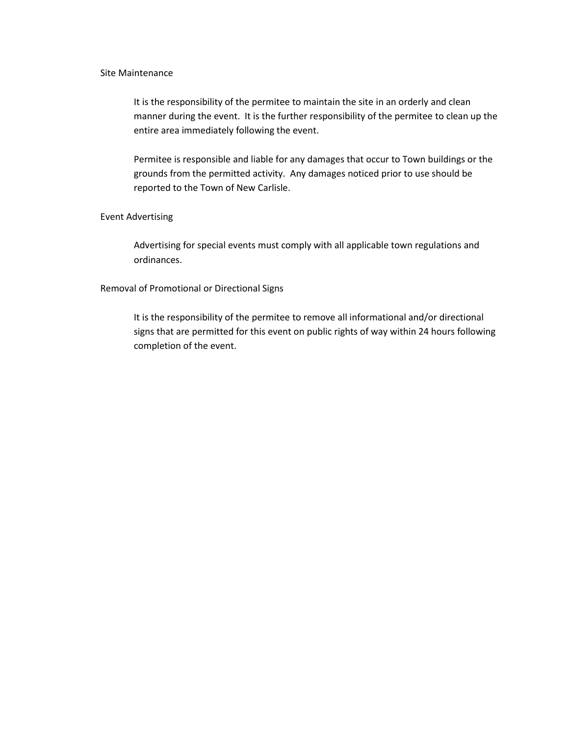Site Maintenance

It is the responsibility of the permitee to maintain the site in an orderly and clean manner during the event. It is the further responsibility of the permitee to clean up the entire area immediately following the event.

Permitee is responsible and liable for any damages that occur to Town buildings or the grounds from the permitted activity. Any damages noticed prior to use should be reported to the Town of New Carlisle.

Event Advertising

Advertising for special events must comply with all applicable town regulations and ordinances.

Removal of Promotional or Directional Signs

It is the responsibility of the permitee to remove all informational and/or directional signs that are permitted for this event on public rights of way within 24 hours following completion of the event.